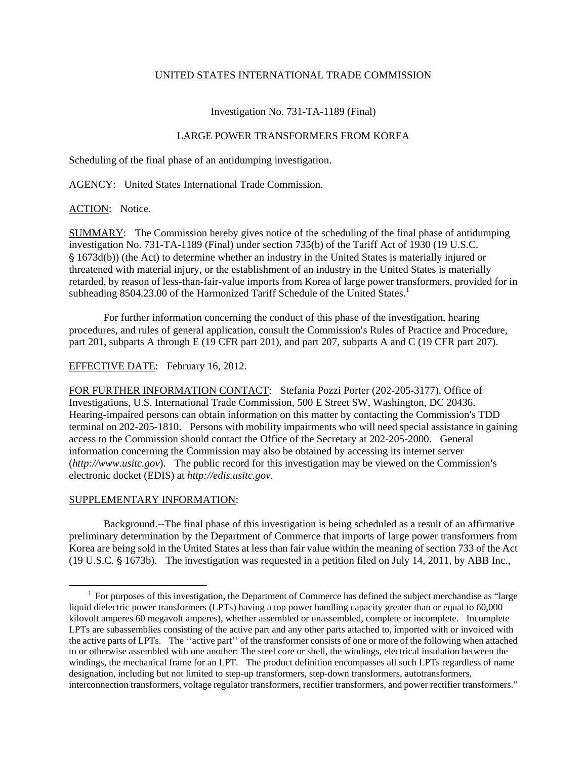UNITED STATES INTERNATIONAL TRADE COMMISSION

Investigation No. 731-TA-1189 (Final)

LARGE POWER TRANSFORMERS FROM KOREA

Scheduling of the final phase of an antidumping investigation.

AGENCY: United States International Trade Commission.

ACTION: Notice.

SUMMARY: The Commission hereby gives notice of the scheduling of the final phase of antidumping investigation No. 731-TA-1189 (Final) under section 735(b) of the Tariff Act of 1930 (19 U.S.C. § 1673d(b)) (the Act) to determine whether an industry in the United States is materially injured or threatened with material injury, or the establishment of an industry in the United States is materially retarded, by reason of less-than-fair-value imports from Korea of large power transformers, provided for in subheading 8504.23.00 of the Harmonized Tariff Schedule of the United States.[1]

For further information concerning the conduct of this phase of the investigation, hearing procedures, and rules of general application, consult the Commission's Rules of Practice and Procedure, part 201, subparts A through E (19 CFR part 201), and part 207, subparts A and C (19 CFR part 207).

EFFECTIVE DATE: February 16, 2012.

FOR FURTHER INFORMATION CONTACT: Stefania Pozzi Porter (202-205-3177), Office of Investigations, U.S. International Trade Commission, 500 E Street SW, Washington, DC 20436. Hearing-impaired persons can obtain information on this matter by contacting the Commission's TDD terminal on 202-205-1810. Persons with mobility impairments who will need special assistance in gaining access to the Commission should contact the Office of the Secretary at 202-205-2000. General information concerning the Commission may also be obtained by accessing its internet server (*http://www.usitc.gov*). The public record for this investigation may be viewed on the Commission's electronic docket (EDIS) at *http://edis.usitc.gov*.

SUPPLEMENTARY INFORMATION:

Background.--The final phase of this investigation is being scheduled as a result of an affirmative preliminary determination by the Department of Commerce that imports of large power transformers from Korea are being sold in the United States at less than fair value within the meaning of section 733 of the Act (19 U.S.C. § 1673b). The investigation was requested in a petition filed on July 14, 2011, by ABB Inc.,

[1] For purposes of this investigation, the Department of Commerce has defined the subject merchandise as "large liquid dielectric power transformers (LPTs) having a top power handling capacity greater than or equal to 60,000 kilovolt amperes 60 megavolt amperes), whether assembled or unassembled, complete or incomplete. Incomplete LPTs are subassemblies consisting of the active part and any other parts attached to, imported with or invoiced with the active parts of LPTs. The ''active part'' of the transformer consists of one or more of the following when attached to or otherwise assembled with one another: The steel core or shell, the windings, electrical insulation between the windings, the mechanical frame for an LPT. The product definition encompasses all such LPTs regardless of name designation, including but not limited to step-up transformers, step-down transformers, autotransformers, interconnection transformers, voltage regulator transformers, rectifier transformers, and power rectifier transformers."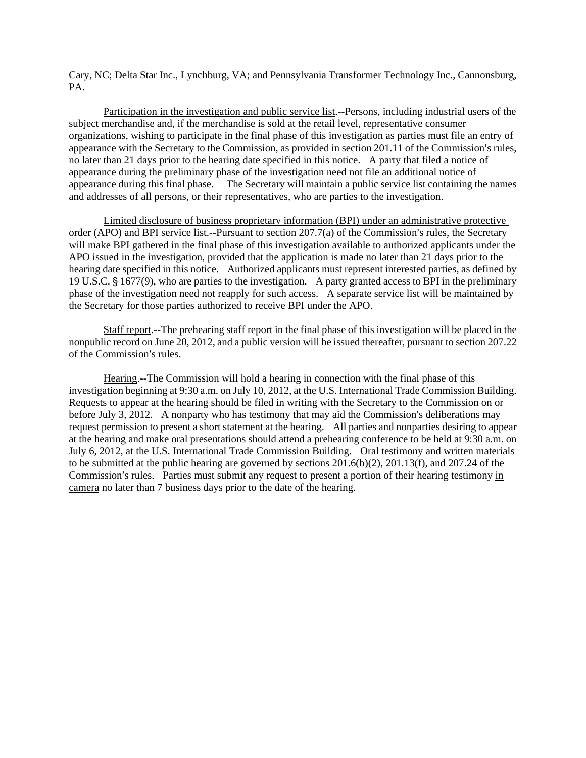Cary, NC; Delta Star Inc., Lynchburg, VA; and Pennsylvania Transformer Technology Inc., Cannonsburg, PA.

Participation in the investigation and public service list.--Persons, including industrial users of the subject merchandise and, if the merchandise is sold at the retail level, representative consumer organizations, wishing to participate in the final phase of this investigation as parties must file an entry of appearance with the Secretary to the Commission, as provided in section 201.11 of the Commission's rules, no later than 21 days prior to the hearing date specified in this notice. A party that filed a notice of appearance during the preliminary phase of the investigation need not file an additional notice of appearance during this final phase. The Secretary will maintain a public service list containing the names and addresses of all persons, or their representatives, who are parties to the investigation.

Limited disclosure of business proprietary information (BPI) under an administrative protective order (APO) and BPI service list.--Pursuant to section 207.7(a) of the Commission's rules, the Secretary will make BPI gathered in the final phase of this investigation available to authorized applicants under the APO issued in the investigation, provided that the application is made no later than 21 days prior to the hearing date specified in this notice. Authorized applicants must represent interested parties, as defined by 19 U.S.C. § 1677(9), who are parties to the investigation. A party granted access to BPI in the preliminary phase of the investigation need not reapply for such access. A separate service list will be maintained by the Secretary for those parties authorized to receive BPI under the APO.

Staff report.--The prehearing staff report in the final phase of this investigation will be placed in the nonpublic record on June 20, 2012, and a public version will be issued thereafter, pursuant to section 207.22 of the Commission's rules.

Hearing.--The Commission will hold a hearing in connection with the final phase of this investigation beginning at 9:30 a.m. on July 10, 2012, at the U.S. International Trade Commission Building. Requests to appear at the hearing should be filed in writing with the Secretary to the Commission on or before July 3, 2012. A nonparty who has testimony that may aid the Commission's deliberations may request permission to present a short statement at the hearing. All parties and nonparties desiring to appear at the hearing and make oral presentations should attend a prehearing conference to be held at 9:30 a.m. on July 6, 2012, at the U.S. International Trade Commission Building. Oral testimony and written materials to be submitted at the public hearing are governed by sections 201.6(b)(2), 201.13(f), and 207.24 of the Commission's rules. Parties must submit any request to present a portion of their hearing testimony in camera no later than 7 business days prior to the date of the hearing.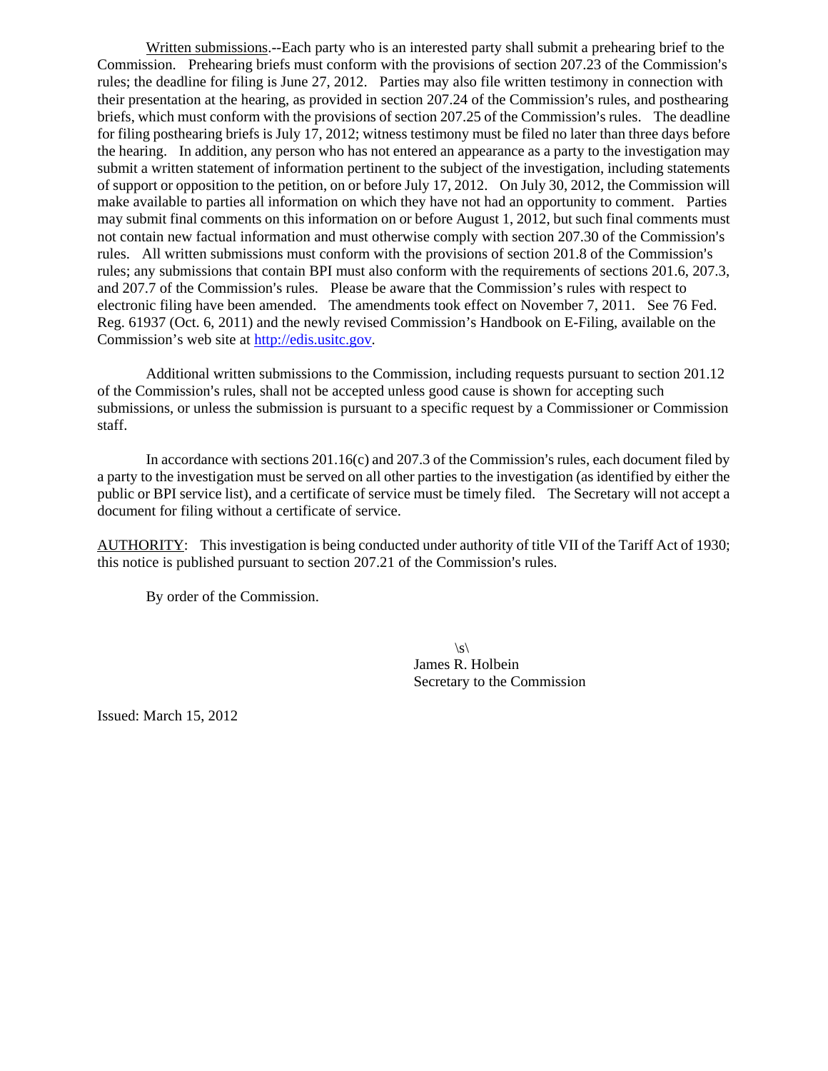Written submissions.--Each party who is an interested party shall submit a prehearing brief to the Commission. Prehearing briefs must conform with the provisions of section 207.23 of the Commission's rules; the deadline for filing is June 27, 2012. Parties may also file written testimony in connection with their presentation at the hearing, as provided in section 207.24 of the Commission's rules, and posthearing briefs, which must conform with the provisions of section 207.25 of the Commission's rules. The deadline for filing posthearing briefs is July 17, 2012; witness testimony must be filed no later than three days before the hearing. In addition, any person who has not entered an appearance as a party to the investigation may submit a written statement of information pertinent to the subject of the investigation, including statements of support or opposition to the petition, on or before July 17, 2012. On July 30, 2012, the Commission will make available to parties all information on which they have not had an opportunity to comment. Parties may submit final comments on this information on or before August 1, 2012, but such final comments must not contain new factual information and must otherwise comply with section 207.30 of the Commission's rules. All written submissions must conform with the provisions of section 201.8 of the Commission's rules; any submissions that contain BPI must also conform with the requirements of sections 201.6, 207.3, and 207.7 of the Commission's rules. Please be aware that the Commission's rules with respect to electronic filing have been amended. The amendments took effect on November 7, 2011. See 76 Fed. Reg. 61937 (Oct. 6, 2011) and the newly revised Commission's Handbook on E-Filing, available on the Commission's web site at http://edis.usitc.gov.

Additional written submissions to the Commission, including requests pursuant to section 201.12 of the Commission's rules, shall not be accepted unless good cause is shown for accepting such submissions, or unless the submission is pursuant to a specific request by a Commissioner or Commission staff.

In accordance with sections 201.16(c) and 207.3 of the Commission's rules, each document filed by a party to the investigation must be served on all other parties to the investigation (as identified by either the public or BPI service list), and a certificate of service must be timely filed. The Secretary will not accept a document for filing without a certificate of service.

AUTHORITY: This investigation is being conducted under authority of title VII of the Tariff Act of 1930; this notice is published pursuant to section 207.21 of the Commission's rules.

By order of the Commission.

\s\
James R. Holbein
Secretary to the Commission

Issued: March 15, 2012